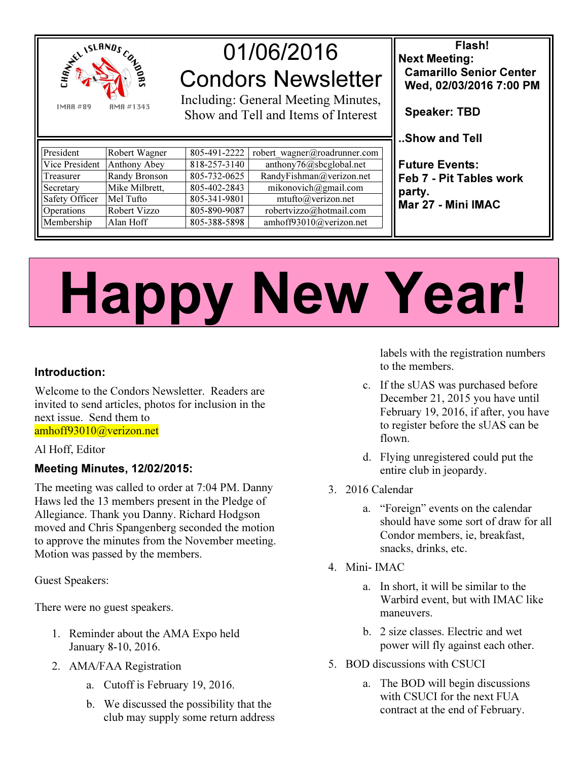CHANNEL ISLANDS CONDORS

IMAA #89 AMA #1343

# 01/06/2016 Condors Newsletter

Including: General Meeting Minutes, Show and Tell and Items of Interest

| President | Robert Wagner | 805-491-2222 | robert_wagner@roadrunner.com |
|---|---|---|---|
| Vice President | Anthony Abey | 818-257-3140 | anthony76@sbcglobal.net |
| Treasurer | Randy Bronson | 805-732-0625 | RandyFishman@verizon.net |
| Secretary | Mike Milbrett, | 805-402-2843 | mikonovich@gmail.com |
| Safety Officer | Mel Tufto | 805-341-9801 | mtufto@verizon.net |
| Operations | Robert Vizzo | 805-890-9087 | robertvizzo@hotmail.com |
| Membership | Alan Hoff | 805-388-5898 | amhoff93010@verizon.net |

**Flash!**

**Next Meeting:**

**Camarillo Senior Center**
**Wed, 02/03/2016 7:00 PM**

**Speaker: TBD**

**..Show and Tell**

**Future Events:**

**Feb 7 - Pit Tables work party.**

**Mar 27 - Mini IMAC**

# Happy New Year!

### Introduction:

Welcome to the Condors Newsletter. Readers are invited to send articles, photos for inclusion in the next issue. Send them to amhoff93010@verizon.net

Al Hoff, Editor

### Meeting Minutes, 12/02/2015:

The meeting was called to order at 7:04 PM. Danny Haws led the 13 members present in the Pledge of Allegiance. Thank you Danny. Richard Hodgson moved and Chris Spangenberg seconded the motion to approve the minutes from the November meeting. Motion was passed by the members.

Guest Speakers:

There were no guest speakers.

1. Reminder about the AMA Expo held January 8-10, 2016.
2. AMA/FAA Registration
   a. Cutoff is February 19, 2016.
   b. We discussed the possibility that the club may supply some return address labels with the registration numbers to the members.
   c. If the sUAS was purchased before December 21, 2015 you have until February 19, 2016, if after, you have to register before the sUAS can be flown.
   d. Flying unregistered could put the entire club in jeopardy.
3. 2016 Calendar
   a. "Foreign" events on the calendar should have some sort of draw for all Condor members, ie, breakfast, snacks, drinks, etc.
4. Mini- IMAC
   a. In short, it will be similar to the Warbird event, but with IMAC like maneuvers.
   b. 2 size classes. Electric and wet power will fly against each other.
5. BOD discussions with CSUCI
   a. The BOD will begin discussions with CSUCI for the next FUA contract at the end of February.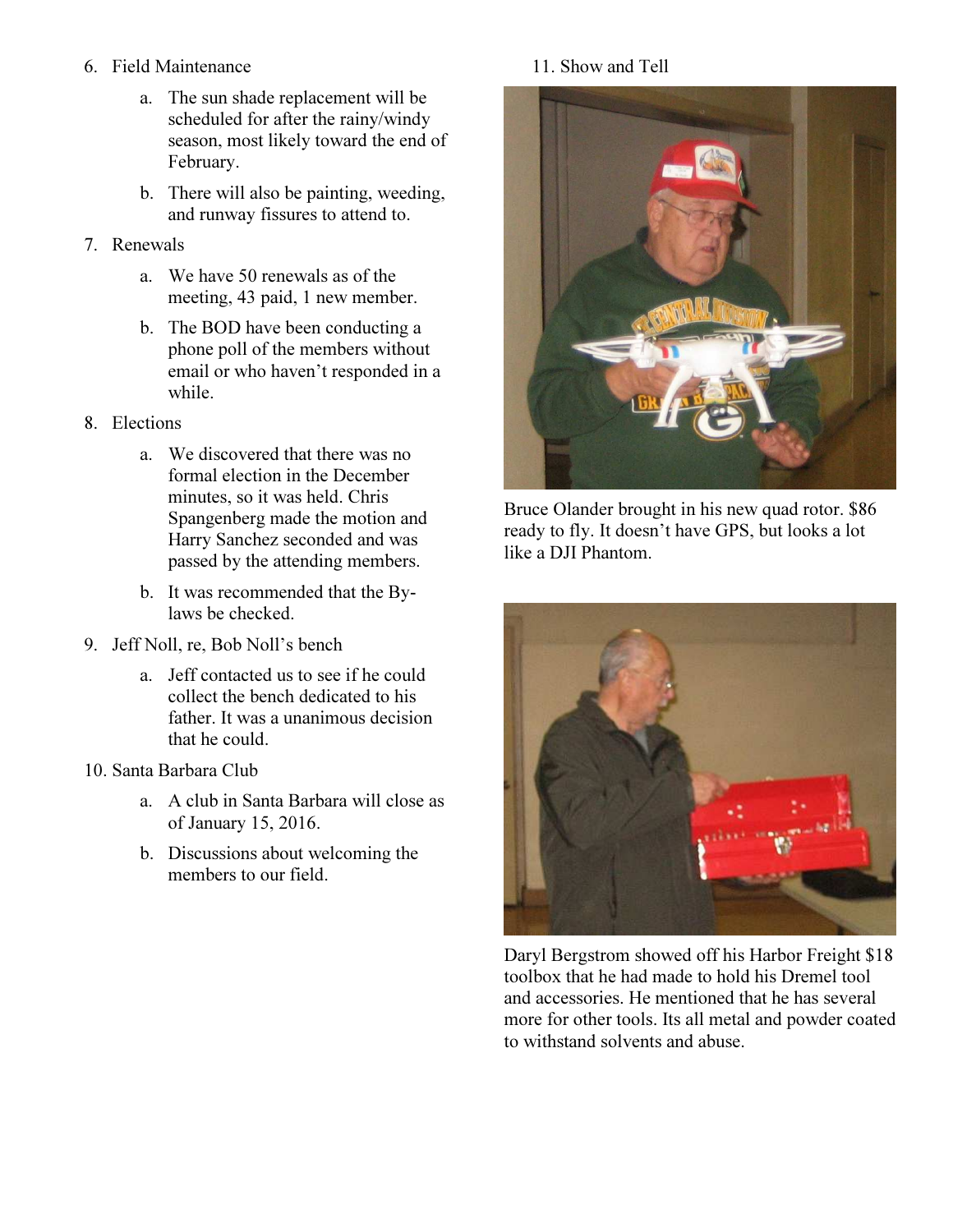6. Field Maintenance
   a. The sun shade replacement will be scheduled for after the rainy/windy season, most likely toward the end of February.
   b. There will also be painting, weeding, and runway fissures to attend to.
7. Renewals
   a. We have 50 renewals as of the meeting, 43 paid, 1 new member.
   b. The BOD have been conducting a phone poll of the members without email or who haven't responded in a while.
8. Elections
   a. We discovered that there was no formal election in the December minutes, so it was held. Chris Spangenberg made the motion and Harry Sanchez seconded and was passed by the attending members.
   b. It was recommended that the By-laws be checked.
9. Jeff Noll, re, Bob Noll's bench
   a. Jeff contacted us to see if he could collect the bench dedicated to his father. It was a unanimous decision that he could.
10. Santa Barbara Club
    a. A club in Santa Barbara will close as of January 15, 2016.
    b. Discussions about welcoming the members to our field.
11. Show and Tell

Bruce Olander brought in his new quad rotor. $86 ready to fly. It doesn't have GPS, but looks a lot like a DJI Phantom.

Daryl Bergstrom showed off his Harbor Freight $18 toolbox that he had made to hold his Dremel tool and accessories. He mentioned that he has several more for other tools. Its all metal and powder coated to withstand solvents and abuse.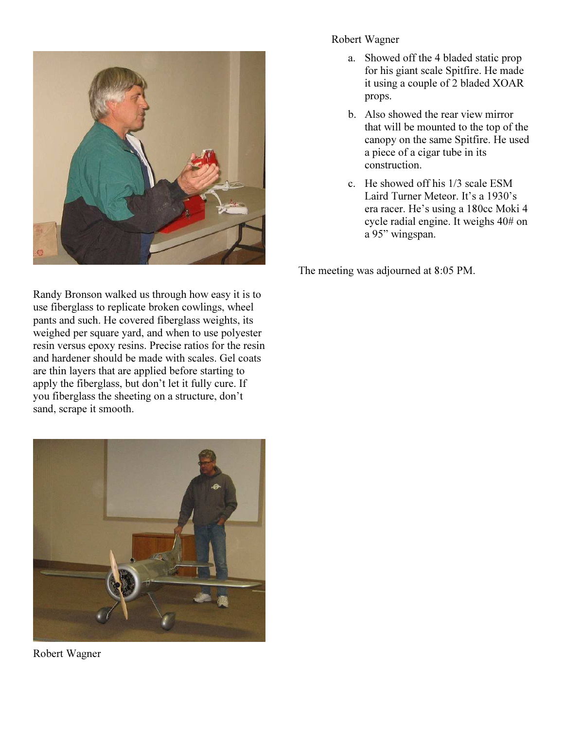Randy Bronson walked us through how easy it is to use fiberglass to replicate broken cowlings, wheel pants and such. He covered fiberglass weights, its weighed per square yard, and when to use polyester resin versus epoxy resins. Precise ratios for the resin and hardener should be made with scales. Gel coats are thin layers that are applied before starting to apply the fiberglass, but don't let it fully cure. If you fiberglass the sheeting on a structure, don't sand, scrape it smooth.

Robert Wagner

Robert Wagner

a. Showed off the 4 bladed static prop for his giant scale Spitfire. He made it using a couple of 2 bladed XOAR props.
b. Also showed the rear view mirror that will be mounted to the top of the canopy on the same Spitfire. He used a piece of a cigar tube in its construction.
c. He showed off his 1/3 scale ESM Laird Turner Meteor. It's a 1930's era racer. He's using a 180cc Moki 4 cycle radial engine. It weighs 40# on a 95" wingspan.

The meeting was adjourned at 8:05 PM.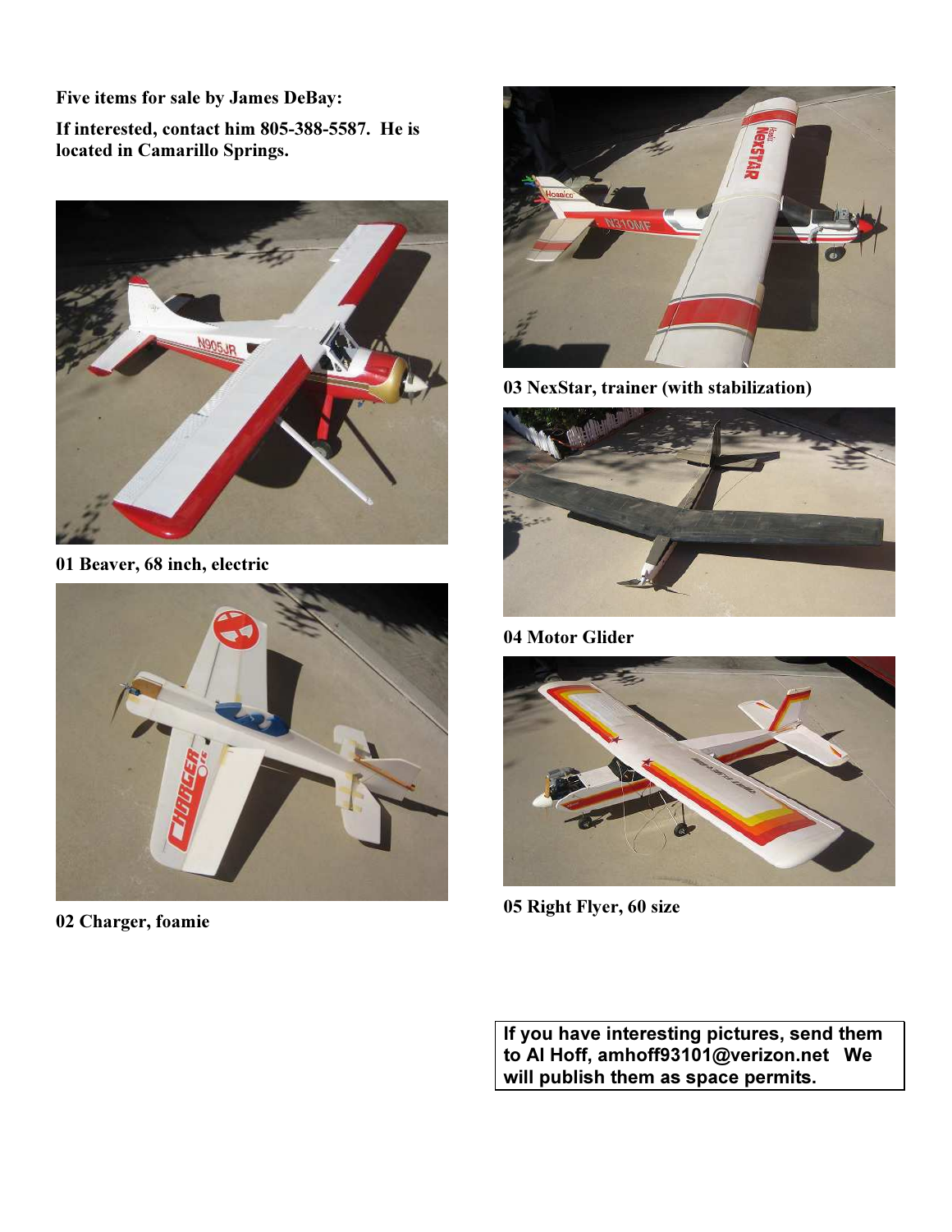**Five items for sale by James DeBay:**

**If interested, contact him 805-388-5587. He is located in Camarillo Springs.**

**01 Beaver, 68 inch, electric**

**02 Charger, foamie**

**03 NexStar, trainer (with stabilization)**

**04 Motor Glider**

**05 Right Flyer, 60 size**

**If you have interesting pictures, send them to Al Hoff, amhoff93101@verizon.net We will publish them as space permits.**